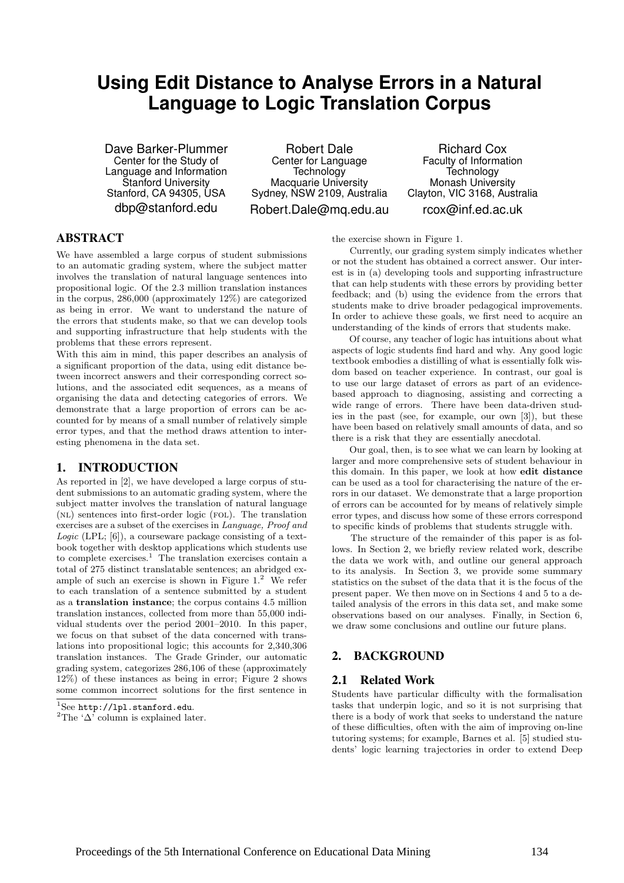# Using Edit Distance to Analyse Errors in a Natural Language to Logic Translation Corpus

Dave Barker-Plummer
Center for the Study of Language and Information
Stanford University
Stanford, CA 94305, USA
dbp@stanford.edu

Robert Dale
Center for Language Technology
Macquarie University
Sydney, NSW 2109, Australia
Robert.Dale@mq.edu.au

Richard Cox
Faculty of Information Technology
Monash University
Clayton, VIC 3168, Australia
rcox@inf.ed.ac.uk

## ABSTRACT

We have assembled a large corpus of student submissions to an automatic grading system, where the subject matter involves the translation of natural language sentences into propositional logic. Of the 2.3 million translation instances in the corpus, 286,000 (approximately 12%) are categorized as being in error. We want to understand the nature of the errors that students make, so that we can develop tools and supporting infrastructure that help students with the problems that these errors represent.

With this aim in mind, this paper describes an analysis of a significant proportion of the data, using edit distance between incorrect answers and their corresponding correct solutions, and the associated edit sequences, as a means of organising the data and detecting categories of errors. We demonstrate that a large proportion of errors can be accounted for by means of a small number of relatively simple error types, and that the method draws attention to interesting phenomena in the data set.

## 1. INTRODUCTION

As reported in [2], we have developed a large corpus of student submissions to an automatic grading system, where the subject matter involves the translation of natural language (NL) sentences into first-order logic (FOL). The translation exercises are a subset of the exercises in *Language, Proof and Logic* (LPL; [6]), a courseware package consisting of a textbook together with desktop applications which students use to complete exercises.[1] The translation exercises contain a total of 275 distinct translatable sentences; an abridged example of such an exercise is shown in Figure 1.[2] We refer to each translation of a sentence submitted by a student as a **translation instance**; the corpus contains 4.5 million translation instances, collected from more than 55,000 individual students over the period 2001–2010. In this paper, we focus on that subset of the data concerned with translations into propositional logic; this accounts for 2,340,306 translation instances. The Grade Grinder, our automatic grading system, categorizes 286,106 of these (approximately 12%) of these instances as being in error; Figure 2 shows some common incorrect solutions for the first sentence in the exercise shown in Figure 1.

[1] See http://lpl.stanford.edu.

[2] The '$\Delta$' column is explained later.

Currently, our grading system simply indicates whether or not the student has obtained a correct answer. Our interest is in (a) developing tools and supporting infrastructure that can help students with these errors by providing better feedback; and (b) using the evidence from the errors that students make to drive broader pedagogical improvements. In order to achieve these goals, we first need to acquire an understanding of the kinds of errors that students make.

Of course, any teacher of logic has intuitions about what aspects of logic students find hard and why. Any good logic textbook embodies a distilling of what is essentially folk wisdom based on teacher experience. In contrast, our goal is to use our large dataset of errors as part of an evidence-based approach to diagnosing, assisting and correcting a wide range of errors. There have been data-driven studies in the past (see, for example, our own [3]), but these have been based on relatively small amounts of data, and so there is a risk that they are essentially anecdotal.

Our goal, then, is to see what we can learn by looking at larger and more comprehensive sets of student behaviour in this domain. In this paper, we look at how **edit distance** can be used as a tool for characterising the nature of the errors in our dataset. We demonstrate that a large proportion of errors can be accounted for by means of relatively simple error types, and discuss how some of these errors correspond to specific kinds of problems that students struggle with.

The structure of the remainder of this paper is as follows. In Section 2, we briefly review related work, describe the data we work with, and outline our general approach to its analysis. In Section 3, we provide some summary statistics on the subset of the data that it is the focus of the present paper. We then move on in Sections 4 and 5 to a detailed analysis of the errors in this data set, and make some observations based on our analyses. Finally, in Section 6, we draw some conclusions and outline our future plans.

## 2. BACKGROUND

### 2.1 Related Work

Students have particular difficulty with the formalisation tasks that underpin logic, and so it is not surprising that there is a body of work that seeks to understand the nature of these difficulties, often with the aim of improving on-line tutoring systems; for example, Barnes et al. [5] studied students' logic learning trajectories in order to extend Deep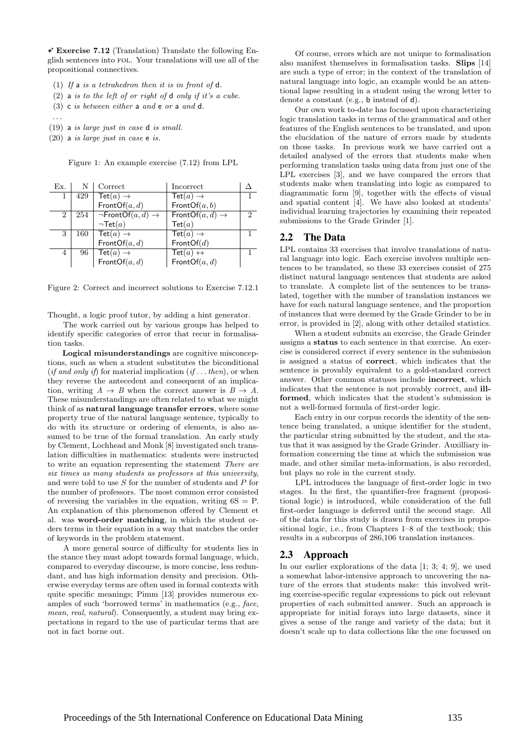✐ **Exercise 7.12** (Translation) Translate the following English sentences into FOL. Your translations will use all of the propositional connectives.

(1) *If* a *is a tetrahedron then it is in front of* d*.*
(2) a *is to the left of or right of* d *only if it's a cube.*
(3) c *is between either* a *and* e *or* a *and* d*.*
...
(19) a *is large just in case* d *is small.*
(20) a *is large just in case* e *is.*

Figure 1: An example exercise (7.12) from LPL

| Ex. | N | Correct | Incorrect | Δ |
|---|---|---|---|---|
| 1 | 429 | $\mathsf{Tet}(a) \rightarrow \mathsf{FrontOf}(a,d)$ | $\mathsf{Tet}(a) \rightarrow \mathsf{FrontOf}(a,b)$ | 1 |
| 2 | 254 | $\neg\mathsf{FrontOf}(a,d) \rightarrow \neg\mathsf{Tet}(a)$ | $\mathsf{FrontOf}(a,d) \rightarrow \mathsf{Tet}(a)$ | 2 |
| 3 | 160 | $\mathsf{Tet}(a) \rightarrow \mathsf{FrontOf}(a,d)$ | $\mathsf{Tet}(a) \rightarrow \mathsf{FrontOf}(d)$ | 1 |
| 4 | 96 | $\mathsf{Tet}(a) \rightarrow \mathsf{FrontOf}(a,d)$ | $\mathsf{Tet}(a) \leftrightarrow \mathsf{FrontOf}(a,d)$ | 1 |

Figure 2: Correct and incorrect solutions to Exercise 7.12.1

Thought, a logic proof tutor, by adding a hint generator.

The work carried out by various groups has helped to identify specific categories of error that recur in formalisation tasks.

**Logical misunderstandings** are cognitive misconceptions, such as when a student substitutes the biconditional (*if and only if*) for material implication (*if ... then*), or when they reverse the antecedent and consequent of an implication, writing $A \rightarrow B$ when the correct answer is $B \rightarrow A$. These misunderstandings are often related to what we might think of as **natural language transfer errors**, where some property true of the natural language sentence, typically to do with its structure or ordering of elements, is also assumed to be true of the formal translation. An early study by Clement, Lochhead and Monk [8] investigated such translation difficulties in mathematics: students were instructed to write an equation representing the statement *There are six times as many students as professors at this university*, and were told to use $S$ for the number of students and $P$ for the number of professors. The most common error consisted of reversing the variables in the equation, writing $6S = P$. An explanation of this phenomenon offered by Clement et al. was **word-order matching**, in which the student orders terms in their equation in a way that matches the order of keywords in the problem statement.

A more general source of difficulty for students lies in the stance they must adopt towards formal language, which, compared to everyday discourse, is more concise, less redundant, and has high information density and precision. Otherwise everyday terms are often used in formal contexts with quite specific meanings; Pimm [13] provides numerous examples of such 'borrowed terms' in mathematics (e.g., *face*, *mean*, *real*, *natural*). Consequently, a student may bring expectations in regard to the use of particular terms that are not in fact borne out.

Of course, errors which are not unique to formalisation also manifest themselves in formalisation tasks. **Slips** [14] are such a type of error; in the context of the translation of natural language into logic, an example would be an attentional lapse resulting in a student using the wrong letter to denote a constant (e.g., b instead of d).

Our own work to-date has focussed upon characterizing logic translation tasks in terms of the grammatical and other features of the English sentences to be translated, and upon the elucidation of the nature of errors made by students on those tasks. In previous work we have carried out a detailed analysed of the errors that students make when performing translation tasks using data from just one of the LPL exercises [3], and we have compared the errors that students make when translating into logic as compared to diagrammatic form [9], together with the effects of visual and spatial content [4]. We have also looked at students' individual learning trajectories by examining their repeated submissions to the Grade Grinder [1].

## 2.2 The Data

LPL contains 33 exercises that involve translations of natural language into logic. Each exercise involves multiple sentences to be translated, so these 33 exercises consist of 275 distinct natural language sentences that students are asked to translate. A complete list of the sentences to be translated, together with the number of translation instances we have for each natural language sentence, and the proportion of instances that were deemed by the Grade Grinder to be in error, is provided in [2], along with other detailed statistics.

When a student submits an exercise, the Grade Grinder assigns a **status** to each sentence in that exercise. An exercise is considered correct if every sentence in the submission is assigned a status of **correct**, which indicates that the sentence is provably equivalent to a gold-standard correct answer. Other common statuses include **incorrect**, which indicates that the sentence is not provably correct, and **ill-formed**, which indicates that the student's submission is not a well-formed formula of first-order logic.

Each entry in our corpus records the identity of the sentence being translated, a unique identifier for the student, the particular string submitted by the student, and the status that it was assigned by the Grade Grinder. Auxilliary information concerning the time at which the submission was made, and other similar meta-information, is also recorded, but plays no role in the current study.

LPL introduces the language of first-order logic in two stages. In the first, the quantifier-free fragment (propositional logic) is introduced, while consideration of the full first-order language is deferred until the second stage. All of the data for this study is drawn from exercises in propositional logic, i.e., from Chapters 1–8 of the textbook; this results in a subcorpus of 286,106 translation instances.

## 2.3 Approach

In our earlier explorations of the data [1; 3; 4; 9], we used a somewhat labor-intensive approach to uncovering the nature of the errors that students make: this involved writing exercise-specific regular expressions to pick out relevant properties of each submitted answer. Such an approach is appropriate for initial forays into large datasets, since it gives a sense of the range and variety of the data; but it doesn't scale up to data collections like the one focussed on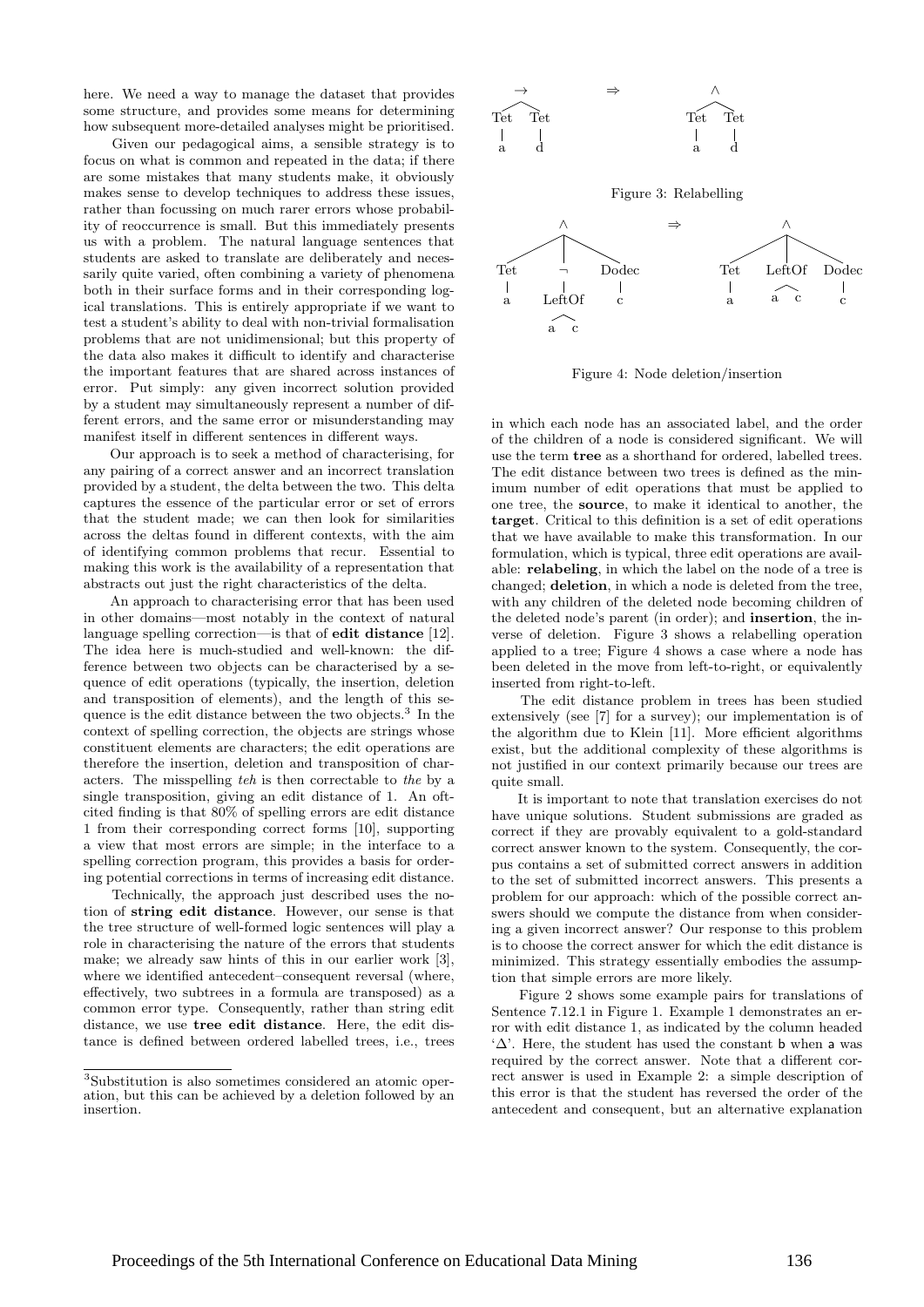here. We need a way to manage the dataset that provides some structure, and provides some means for determining how subsequent more-detailed analyses might be prioritised.

Given our pedagogical aims, a sensible strategy is to focus on what is common and repeated in the data; if there are some mistakes that many students make, it obviously makes sense to develop techniques to address these issues, rather than focussing on much rarer errors whose probability of reoccurrence is small. But this immediately presents us with a problem. The natural language sentences that students are asked to translate are deliberately and necessarily quite varied, often combining a variety of phenomena both in their surface forms and in their corresponding logical translations. This is entirely appropriate if we want to test a student's ability to deal with non-trivial formalisation problems that are not unidimensional; but this property of the data also makes it difficult to identify and characterise the important features that are shared across instances of error. Put simply: any given incorrect solution provided by a student may simultaneously represent a number of different errors, and the same error or misunderstanding may manifest itself in different sentences in different ways.

Our approach is to seek a method of characterising, for any pairing of a correct answer and an incorrect translation provided by a student, the delta between the two. This delta captures the essence of the particular error or set of errors that the student made; we can then look for similarities across the deltas found in different contexts, with the aim of identifying common problems that recur. Essential to making this work is the availability of a representation that abstracts out just the right characteristics of the delta.

An approach to characterising error that has been used in other domains—most notably in the context of natural language spelling correction—is that of **edit distance** [12]. The idea here is much-studied and well-known: the difference between two objects can be characterised by a sequence of edit operations (typically, the insertion, deletion and transposition of elements), and the length of this sequence is the edit distance between the two objects.[3] In the context of spelling correction, the objects are strings whose constituent elements are characters; the edit operations are therefore the insertion, deletion and transposition of characters. The misspelling *teh* is then correctable to *the* by a single transposition, giving an edit distance of 1. An oft-cited finding is that 80% of spelling errors are edit distance 1 from their corresponding correct forms [10], supporting a view that most errors are simple; in the interface to a spelling correction program, this provides a basis for ordering potential corrections in terms of increasing edit distance.

Technically, the approach just described uses the notion of **string edit distance**. However, our sense is that the tree structure of well-formed logic sentences will play a role in characterising the nature of the errors that students make; we already saw hints of this in our earlier work [3], where we identified antecedent–consequent reversal (where, effectively, two subtrees in a formula are transposed) as a common error type. Consequently, rather than string edit distance, we use **tree edit distance**. Here, the edit distance is defined between ordered labelled trees, i.e., trees in which each node has an associated label, and the order of the children of a node is considered significant. We will use the term **tree** as a shorthand for ordered, labelled trees. The edit distance between two trees is defined as the minimum number of edit operations that must be applied to one tree, the **source**, to make it identical to another, the **target**. Critical to this definition is a set of edit operations that we have available to make this transformation. In our formulation, which is typical, three edit operations are available: **relabeling**, in which the label on the node of a tree is changed; **deletion**, in which a node is deleted from the tree, with any children of the deleted node becoming children of the deleted node's parent (in order); and **insertion**, the inverse of deletion. Figure 3 shows a relabelling operation applied to a tree; Figure 4 shows a case where a node has been deleted in the move from left-to-right, or equivalently inserted from right-to-left.

Figure 3: Relabelling

Figure 4: Node deletion/insertion

The edit distance problem in trees has been studied extensively (see [7] for a survey); our implementation is of the algorithm due to Klein [11]. More efficient algorithms exist, but the additional complexity of these algorithms is not justified in our context primarily because our trees are quite small.

It is important to note that translation exercises do not have unique solutions. Student submissions are graded as correct if they are provably equivalent to a gold-standard correct answer known to the system. Consequently, the corpus contains a set of submitted correct answers in addition to the set of submitted incorrect answers. This presents a problem for our approach: which of the possible correct answers should we compute the distance from when considering a given incorrect answer? Our response to this problem is to choose the correct answer for which the edit distance is minimized. This strategy essentially embodies the assumption that simple errors are more likely.

Figure 2 shows some example pairs for translations of Sentence 7.12.1 in Figure 1. Example 1 demonstrates an error with edit distance 1, as indicated by the column headed '$\Delta$'. Here, the student has used the constant b when a was required by the correct answer. Note that a different correct answer is used in Example 2: a simple description of this error is that the student has reversed the order of the antecedent and consequent, but an alternative explanation

[3] Substitution is also sometimes considered an atomic operation, but this can be achieved by a deletion followed by an insertion.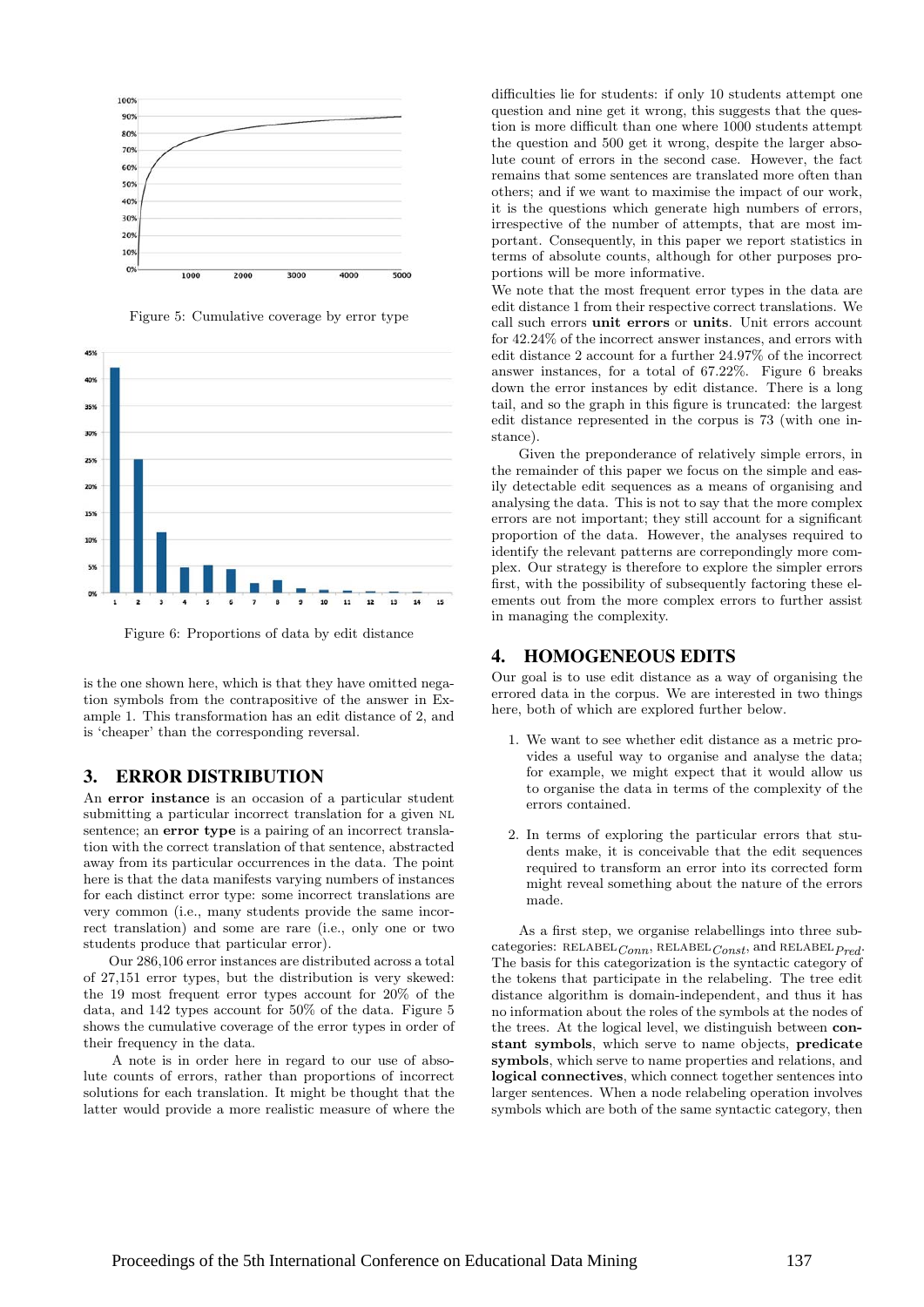Figure 5: Cumulative coverage by error type

Figure 6: Proportions of data by edit distance

is the one shown here, which is that they have omitted negation symbols from the contrapositive of the answer in Example 1. This transformation has an edit distance of 2, and is 'cheaper' than the corresponding reversal.

## 3. ERROR DISTRIBUTION

An **error instance** is an occasion of a particular student submitting a particular incorrect translation for a given NL sentence; an **error type** is a pairing of an incorrect translation with the correct translation of that sentence, abstracted away from its particular occurrences in the data. The point here is that the data manifests varying numbers of instances for each distinct error type: some incorrect translations are very common (i.e., many students provide the same incorrect translation) and some are rare (i.e., only one or two students produce that particular error).

Our 286,106 error instances are distributed across a total of 27,151 error types, but the distribution is very skewed: the 19 most frequent error types account for 20% of the data, and 142 types account for 50% of the data. Figure 5 shows the cumulative coverage of the error types in order of their frequency in the data.

A note is in order here in regard to our use of absolute counts of errors, rather than proportions of incorrect solutions for each translation. It might be thought that the latter would provide a more realistic measure of where the difficulties lie for students: if only 10 students attempt one question and nine get it wrong, this suggests that the question is more difficult than one where 1000 students attempt the question and 500 get it wrong, despite the larger absolute count of errors in the second case. However, the fact remains that some sentences are translated more often than others; and if we want to maximise the impact of our work, it is the questions which generate high numbers of errors, irrespective of the number of attempts, that are most important. Consequently, in this paper we report statistics in terms of absolute counts, although for other purposes proportions will be more informative.

We note that the most frequent error types in the data are edit distance 1 from their respective correct translations. We call such errors **unit errors** or **units**. Unit errors account for 42.24% of the incorrect answer instances, and errors with edit distance 2 account for a further 24.97% of the incorrect answer instances, for a total of 67.22%. Figure 6 breaks down the error instances by edit distance. There is a long tail, and so the graph in this figure is truncated: the largest edit distance represented in the corpus is 73 (with one instance).

Given the preponderance of relatively simple errors, in the remainder of this paper we focus on the simple and easily detectable edit sequences as a means of organising and analysing the data. This is not to say that the more complex errors are not important; they still account for a significant proportion of the data. However, the analyses required to identify the relevant patterns are correpondingly more complex. Our strategy is therefore to explore the simpler errors first, with the possibility of subsequently factoring these elements out from the more complex errors to further assist in managing the complexity.

## 4. HOMOGENEOUS EDITS

Our goal is to use edit distance as a way of organising the errored data in the corpus. We are interested in two things here, both of which are explored further below.

1. We want to see whether edit distance as a metric provides a useful way to organise and analyse the data; for example, we might expect that it would allow us to organise the data in terms of the complexity of the errors contained.

2. In terms of exploring the particular errors that students make, it is conceivable that the edit sequences required to transform an error into its corrected form might reveal something about the nature of the errors made.

As a first step, we organise relabellings into three subcategories: RELABEL$_{Conn}$, RELABEL$_{Const}$, and RELABEL$_{Pred}$. The basis for this categorization is the syntactic category of the tokens that participate in the relabeling. The tree edit distance algorithm is domain-independent, and thus it has no information about the roles of the symbols at the nodes of the trees. At the logical level, we distinguish between **constant symbols**, which serve to name objects, **predicate symbols**, which serve to name properties and relations, and **logical connectives**, which connect together sentences into larger sentences. When a node relabeling operation involves symbols which are both of the same syntactic category, then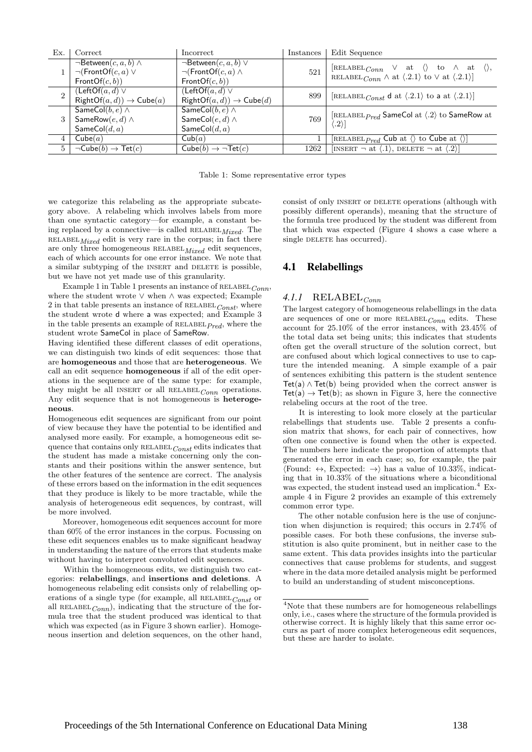| Ex. | Correct | Incorrect | Instances | Edit Sequence |
|---|---|---|---|---|
| 1 | $\neg$Between$(c,a,b) \wedge$ $\neg$(FrontOf$(c,a) \vee$ FrontOf$(c,b))$ | $\neg$Between$(c,a,b) \vee$ $\neg$(FrontOf$(c,a) \wedge$ FrontOf$(c,b))$ | 521 | [RELABEL$_{Conn}$ $\vee$ at $\langle\rangle$ to $\wedge$ at $\langle\rangle$, RELABEL$_{Conn}$ $\wedge$ at $\langle.2.1\rangle$ to $\vee$ at $\langle.2.1\rangle$] |
| 2 | (LeftOf$(a,d) \vee$ RightOf$(a,d)) \rightarrow$ Cube$(a)$ | (LeftOf$(a,d) \vee$ RightOf$(a,d)) \rightarrow$ Cube$(d)$ | 899 | [RELABEL$_{Const}$ d at $\langle.2.1\rangle$ to a at $\langle.2.1\rangle$] |
| 3 | SameCol$(b,e) \wedge$ SameRow$(e,d) \wedge$ SameCol$(d,a)$ | SameCol$(b,e) \wedge$ SameCol$(e,d) \wedge$ SameCol$(d,a)$ | 769 | [RELABEL$_{Pred}$ SameCol at $\langle.2\rangle$ to SameRow at $\langle.2\rangle$] |
| 4 | Cube$(a)$ | Cub$(a)$ | 1 | [RELABEL$_{Pred}$ Cub at $\langle\rangle$ to Cube at $\langle\rangle$] |
| 5 | $\neg$Cube$(b) \rightarrow$ Tet$(c)$ | Cube$(b) \rightarrow \neg$Tet$(c)$ | 1262 | [INSERT $\neg$ at $\langle.1\rangle$, DELETE $\neg$ at $\langle.2\rangle$] |

Table 1: Some representative error types

we categorize this relabeling as the appropriate subcategory above. A relabeling which involves labels from more than one syntactic category—for example, a constant being replaced by a connective—is called RELABEL$_{Mixed}$. The RELABEL$_{Mixed}$ edit is very rare in the corpus; in fact there are only three homogeneous RELABEL$_{Mixed}$ edit sequences, each of which accounts for one error instance. We note that a similar subtyping of the INSERT and DELETE is possible, but we have not yet made use of this granularity.

Example 1 in Table 1 presents an instance of RELABEL$_{Conn}$, where the student wrote $\vee$ when $\wedge$ was expected; Example 2 in that table presents an instance of RELABEL$_{Const}$, where the student wrote d where a was expected; and Example 3 in the table presents an example of RELABEL$_{Pred}$, where the student wrote SameCol in place of SameRow.

Having identified these different classes of edit operations, we can distinguish two kinds of edit sequences: those that are **homogeneous** and those that are **heterogeneous**. We call an edit sequence **homogeneous** if all of the edit operations in the sequence are of the same type: for example, they might be all INSERT or all RELABEL$_{Conn}$ operations. Any edit sequence that is not homogeneous is **heterogeneous**.

Homogeneous edit sequences are significant from our point of view because they have the potential to be identified and analysed more easily. For example, a homogeneous edit sequence that contains only RELABEL$_{Const}$ edits indicates that the student has made a mistake concerning only the constants and their positions within the answer sentence, but the other features of the sentence are correct. The analysis of these errors based on the information in the edit sequences that they produce is likely to be more tractable, while the analysis of heterogeneous edit sequences, by contrast, will be more involved.

Moreover, homogeneous edit sequences account for more than 60% of the error instances in the corpus. Focussing on these edit sequences enables us to make significant headway in understanding the nature of the errors that students make without having to interpret convoluted edit sequences.

Within the homogeneous edits, we distinguish two categories: **relabellings**, and **insertions and deletions**. A homogeneous relabeling edit consists only of relabelling operations of a single type (for example, all RELABEL$_{Const}$ or all RELABEL$_{Conn}$), indicating that the structure of the formula tree that the student produced was identical to that which was expected (as in Figure 3 shown earlier). Homogeneous insertion and deletion sequences, on the other hand, consist of only INSERT or DELETE operations (although with possibly different operands), meaning that the structure of the formula tree produced by the student was different from that which was expected (Figure 4 shows a case where a single DELETE has occurred).

## 4.1 Relabellings

### 4.1.1 RELABEL$_{Conn}$

The largest category of homogeneous relabellings in the data are sequences of one or more RELABEL$_{Conn}$ edits. These account for 25.10% of the error instances, with 23.45% of the total data set being units; this indicates that students often get the overall structure of the solution correct, but are confused about which logical connectives to use to capture the intended meaning. A simple example of a pair of sentences exhibiting this pattern is the student sentence Tet(a) $\wedge$ Tet(b) being provided when the correct answer is Tet(a) $\rightarrow$ Tet(b); as shown in Figure 3, here the connective relabeling occurs at the root of the tree.

It is interesting to look more closely at the particular relabellings that students use. Table 2 presents a confusion matrix that shows, for each pair of connectives, how often one connective is found when the other is expected. The numbers here indicate the proportion of attempts that generated the error in each case; so, for example, the pair $\langle$Found: $\leftrightarrow$, Expected: $\rightarrow\rangle$ has a value of 10.33%, indicating that in 10.33% of the situations where a biconditional was expected, the student instead used an implication.[4] Example 4 in Figure 2 provides an example of this extremely common error type.

The other notable confusion here is the use of conjunction when disjunction is required; this occurs in 2.74% of possible cases. For both these confusions, the inverse substitution is also quite prominent, but in neither case to the same extent. This data provides insights into the particular connectives that cause problems for students, and suggest where in the data more detailed analysis might be performed to build an understanding of student misconceptions.

[4] Note that these numbers are for homogeneous relabellings only, i.e., cases where the structure of the formula provided is otherwise correct. It is highly likely that this same error occurs as part of more complex heterogeneous edit sequences, but these are harder to isolate.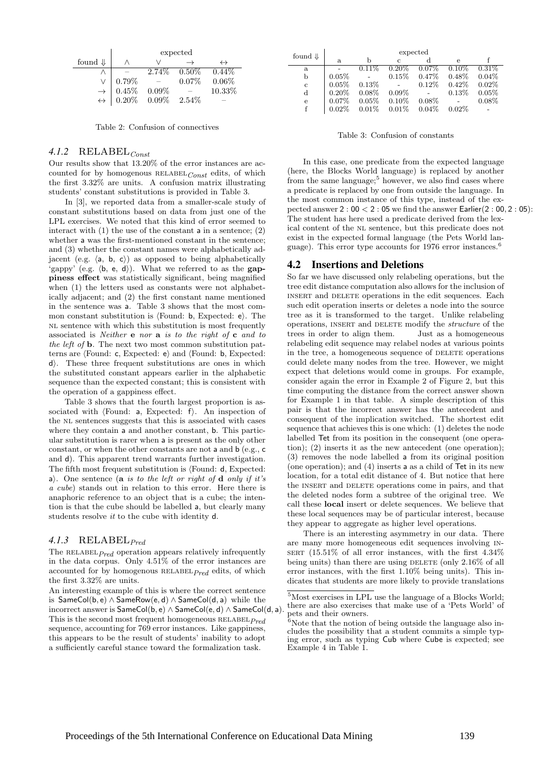| found ⇓ | expected | | | |
|---|---|---|---|---|
| | ∧ | ∨ | → | ↔ |
| ∧ | – | 2.74% | 0.50% | 0.44% |
| ∨ | 0.79% | – | 0.07% | 0.06% |
| → | 0.45% | 0.09% | – | 10.33% |
| ↔ | 0.20% | 0.09% | 2.54% | – |

Table 2: Confusion of connectives

| found ⇓ | expected | | | | | |
|---|---|---|---|---|---|---|
| | a | b | c | d | e | f |
| a | - | 0.11% | 0.20% | 0.07% | 0.10% | 0.31% |
| b | 0.05% | - | 0.15% | 0.47% | 0.48% | 0.04% |
| c | 0.05% | 0.13% | - | 0.12% | 0.42% | 0.02% |
| d | 0.20% | 0.08% | 0.09% | - | 0.13% | 0.05% |
| e | 0.07% | 0.05% | 0.10% | 0.08% | - | 0.08% |
| f | 0.02% | 0.01% | 0.01% | 0.04% | 0.02% | - |

Table 3: Confusion of constants

#### 4.1.2 RELABEL$_{Const}$

Our results show that 13.20% of the error instances are accounted for by homogenous RELABEL$_{Const}$ edits, of which the first 3.32% are units. A confusion matrix illustrating students' constant substitutions is provided in Table 3.

In [3], we reported data from a smaller-scale study of constant substitutions based on data from just one of the LPL exercises. We noted that this kind of error seemed to interact with (1) the use of the constant a in a sentence; (2) whether a was the first-mentioned constant in the sentence; and (3) whether the constant names were alphabetically adjacent (e.g. ⟨a, b, c⟩) as opposed to being alphabetically 'gappy' (e.g. ⟨b, e, d⟩). What we referred to as the **gappiness effect** was statistically significant, being magnified when (1) the letters used as constants were not alphabetically adjacent; and (2) the first constant name mentioned in the sentence was a. Table 3 shows that the most common constant substitution is ⟨Found: b, Expected: e⟩. The NL sentence with which this substitution is most frequently associated is *Neither* **e** *nor* **a** *is to the right of* **c** *and to the left of* **b**. The next two most common substitution patterns are ⟨Found: c, Expected: e⟩ and ⟨Found: b, Expected: d⟩. These three frequent substitutions are ones in which the substituted constant appears earlier in the alphabetic sequence than the expected constant; this is consistent with the operation of a gappiness effect.

Table 3 shows that the fourth largest proportion is associated with ⟨Found: a, Expected: f⟩. An inspection of the NL sentences suggests that this is associated with cases where they contain a and another constant, b. This particular substitution is rarer when a is present as the only other constant, or when the other constants are not a and b (e.g., c and d). This apparent trend warrants further investigation. The fifth most frequent substitution is ⟨Found: d, Expected: a⟩. One sentence (**a** *is to the left or right of* **d** *only if it's a cube*) stands out in relation to this error. Here there is anaphoric reference to an object that is a cube; the intention is that the cube should be labelled a, but clearly many students resolve *it* to the cube with identity d.

#### 4.1.3 RELABEL$_{Pred}$

The RELABEL$_{Pred}$ operation appears relatively infrequently in the data corpus. Only 4.51% of the error instances are accounted for by homogenous RELABEL$_{Pred}$ edits, of which the first 3.32% are units.

An interesting example of this is where the correct sentence is SameCol(b, e) ∧ SameRow(e, d) ∧ SameCol(d, a) while the incorrect answer is SameCol(b, e) ∧ SameCol(e, d) ∧ SameCol(d, a). This is the second most frequent homogeneous RELABEL$_{Pred}$ sequence, accounting for 769 error instances. Like gappiness, this appears to be the result of students' inability to adopt a sufficiently careful stance toward the formalization task.

In this case, one predicate from the expected language (here, the Blocks World language) is replaced by another from the same language;[5] however, we also find cases where a predicate is replaced by one from outside the language. In the most common instance of this type, instead of the expected answer 2 : 00 < 2 : 05 we find the answer Earlier(2 : 00, 2 : 05): The student has here used a predicate derived from the lexical content of the NL sentence, but this predicate does not exist in the expected formal language (the Pets World language). This error type accounts for 1976 error instances.[6]

## 4.2 Insertions and Deletions

So far we have discussed only relabeling operations, but the tree edit distance computation also allows for the inclusion of INSERT and DELETE operations in the edit sequences. Each such edit operation inserts or deletes a node into the source tree as it is transformed to the target. Unlike relabeling operations, INSERT and DELETE modify the *structure* of the trees in order to align them. Just as a homogeneous relabeling edit sequence may relabel nodes at various points in the tree, a homogeneous sequence of DELETE operations could delete many nodes from the tree. However, we might expect that deletions would come in groups. For example, consider again the error in Example 2 of Figure 2, but this time computing the distance from the correct answer shown for Example 1 in that table. A simple description of this pair is that the incorrect answer has the antecedent and consequent of the implication switched. The shortest edit sequence that achieves this is one which: (1) deletes the node labelled Tet from its position in the consequent (one operation); (2) inserts it as the new antecedent (one operation); (3) removes the node labelled a from its original position (one operation); and (4) inserts a as a child of Tet in its new location, for a total edit distance of 4. But notice that here the INSERT and DELETE operations come in pairs, and that the deleted nodes form a subtree of the original tree. We call these **local** insert or delete sequences. We believe that these local sequences may be of particular interest, because they appear to aggregate as higher level operations.

There is an interesting asymmetry in our data. There are many more homogeneous edit sequences involving INSERT (15.51% of all error instances, with the first 4.34% being units) than there are using DELETE (only 2.16% of all error instances, with the first 1.10% being units). This indicates that students are more likely to provide translations

[5] Most exercises in LPL use the language of a Blocks World; there are also exercises that make use of a 'Pets World' of pets and their owners.

[6] Note that the notion of being outside the language also includes the possibility that a student commits a simple typing error, such as typing Cub where Cube is expected; see Example 4 in Table 1.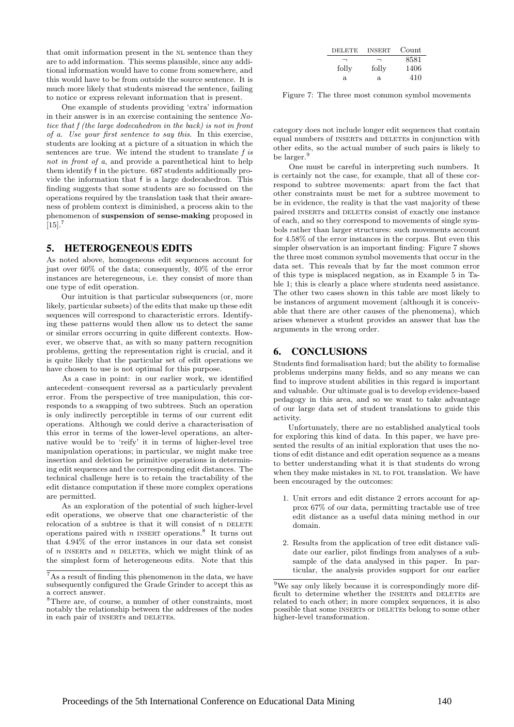that omit information present in the NL sentence than they are to add information. This seems plausible, since any additional information would have to come from somewhere, and this would have to be from outside the source sentence. It is much more likely that students misread the sentence, failing to notice or express relevant information that is present.

One example of students providing 'extra' information in their answer is in an exercise containing the sentence *Notice that f (the large dodecahedron in the back) is not in front of a. Use your first sentence to say this.* In this exercise, students are looking at a picture of a situation in which the sentences are true. We intend the student to translate *f is not in front of a*, and provide a parenthetical hint to help them identify f in the picture. 687 students additionally provide the information that f is a large dodecahedron. This finding suggests that some students are so focussed on the operations required by the translation task that their awareness of problem context is diminished, a process akin to the phenomenon of **suspension of sense-making** proposed in [15].[7]

## 5. HETEROGENEOUS EDITS

As noted above, homogeneous edit sequences account for just over 60% of the data; consequently, 40% of the error instances are heteregeneous, i.e. they consist of more than one type of edit operation.

Our intuition is that particular subsequences (or, more likely, particular subsets) of the edits that make up these edit sequences will correspond to characteristic errors. Identifying these patterns would then allow us to detect the same or similar errors occurring in quite different contexts. However, we observe that, as with so many pattern recognition problems, getting the representation right is crucial, and it is quite likely that the particular set of edit operations we have chosen to use is not optimal for this purpose.

As a case in point: in our earlier work, we identified antecedent–consequent reversal as a particularly prevalent error. From the perspective of tree manipulation, this corresponds to a swapping of two subtrees. Such an operation is only indirectly perceptible in terms of our current edit operations. Although we could derive a characterisation of this error in terms of the lower-level operations, an alternative would be to 'reify' it in terms of higher-level tree manipulation operations; in particular, we might make tree insertion and deletion be primitive operations in determining edit sequences and the corresponding edit distances. The technical challenge here is to retain the tractability of the edit distance computation if these more complex operations are permitted.

As an exploration of the potential of such higher-level edit operations, we observe that one characteristic of the relocation of a subtree is that it will consist of $n$ DELETE operations paired with $n$ INSERT operations.[8] It turns out that 4.94% of the error instances in our data set consist of $n$ INSERTs and $n$ DELETEs, which we might think of as the simplest form of heterogeneous edits. Note that this category does not include longer edit sequences that contain equal numbers of INSERTs and DELETEs in conjunction with other edits, so the actual number of such pairs is likely to be larger.[9]

| DELETE | INSERT | Count |
|---|---|---|
| ¬ | ¬ | 8581 |
| folly | folly | 1406 |
| a | a | 410 |

Figure 7: The three most common symbol movements

One must be careful in interpreting such numbers. It is certainly not the case, for example, that all of these correspond to subtree movements: apart from the fact that other constraints must be met for a subtree movement to be in evidence, the reality is that the vast majority of these paired INSERTs and DELETEs consist of exactly one instance of each, and so they correspond to movements of single symbols rather than larger structures: such movements account for 4.58% of the error instances in the corpus. But even this simpler observation is an important finding: Figure 7 shows the three most common symbol movements that occur in the data set. This reveals that by far the most common error of this type is misplaced negation, as in Example 5 in Table 1; this is clearly a place where students need assistance. The other two cases shown in this table are most likely to be instances of argument movement (although it is conceivable that there are other causes of the phenomena), which arises whenever a student provides an answer that has the arguments in the wrong order.

## 6. CONCLUSIONS

Students find formalisation hard; but the ability to formalise problems underpins many fields, and so any means we can find to improve student abilities in this regard is important and valuable. Our ultimate goal is to develop evidence-based pedagogy in this area, and so we want to take advantage of our large data set of student translations to guide this activity.

Unfortunately, there are no established analytical tools for exploring this kind of data. In this paper, we have presented the results of an initial exploration that uses the notions of edit distance and edit operation sequence as a means to better understanding what it is that students do wrong when they make mistakes in NL to FOL translation. We have been encouraged by the outcomes:

1. Unit errors and edit distance 2 errors account for approx 67% of our data, permitting tractable use of tree edit distance as a useful data mining method in our domain.

2. Results from the application of tree edit distance validate our earlier, pilot findings from analyses of a subsample of the data analysed in this paper. In particular, the analysis provides support for our earlier

[7] As a result of finding this phenomenon in the data, we have subsequently configured the Grade Grinder to accept this as a correct answer.

[8] There are, of course, a number of other constraints, most notably the relationship between the addresses of the nodes in each pair of INSERTs and DELETEs.

[9] We say only likely because it is correspondingly more difficult to determine whether the INSERTs and DELETEs are related to each other; in more complex sequences, it is also possible that some INSERTs or DELETEs belong to some other higher-level transformation.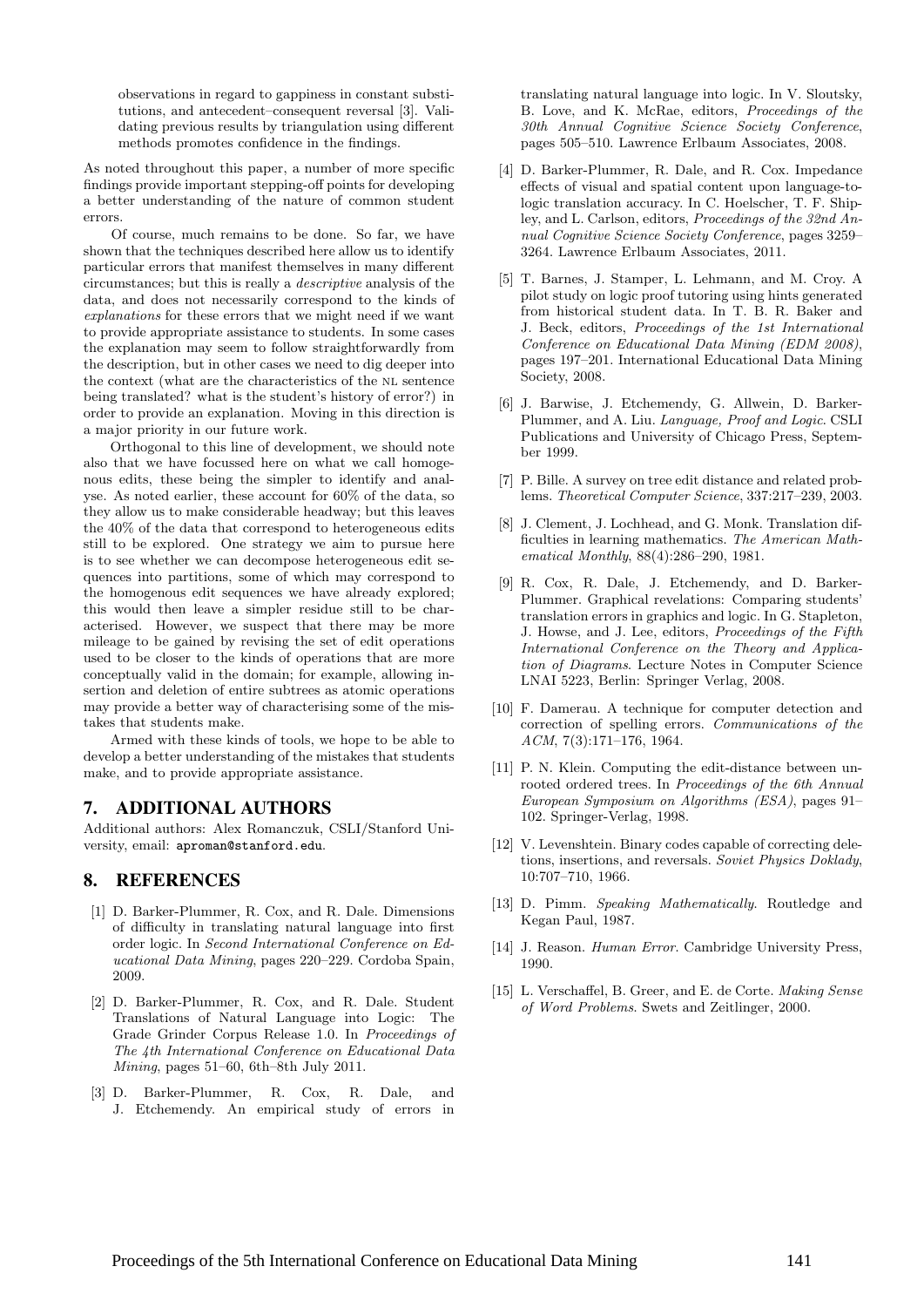observations in regard to gappiness in constant substitutions, and antecedent–consequent reversal [3]. Validating previous results by triangulation using different methods promotes confidence in the findings.

As noted throughout this paper, a number of more specific findings provide important stepping-off points for developing a better understanding of the nature of common student errors.

Of course, much remains to be done. So far, we have shown that the techniques described here allow us to identify particular errors that manifest themselves in many different circumstances; but this is really a *descriptive* analysis of the data, and does not necessarily correspond to the kinds of *explanations* for these errors that we might need if we want to provide appropriate assistance to students. In some cases the explanation may seem to follow straightforwardly from the description, but in other cases we need to dig deeper into the context (what are the characteristics of the NL sentence being translated? what is the student's history of error?) in order to provide an explanation. Moving in this direction is a major priority in our future work.

Orthogonal to this line of development, we should note also that we have focussed here on what we call homogenous edits, these being the simpler to identify and analyse. As noted earlier, these account for 60% of the data, so they allow us to make considerable headway; but this leaves the 40% of the data that correspond to heterogeneous edits still to be explored. One strategy we aim to pursue here is to see whether we can decompose heterogeneous edit sequences into partitions, some of which may correspond to the homogenous edit sequences we have already explored; this would then leave a simpler residue still to be characterised. However, we suspect that there may be more mileage to be gained by revising the set of edit operations used to be closer to the kinds of operations that are more conceptually valid in the domain; for example, allowing insertion and deletion of entire subtrees as atomic operations may provide a better way of characterising some of the mistakes that students make.

Armed with these kinds of tools, we hope to be able to develop a better understanding of the mistakes that students make, and to provide appropriate assistance.

## 7. ADDITIONAL AUTHORS

Additional authors: Alex Romanczuk, CSLI/Stanford University, email: `aproman@stanford.edu`.

## 8. REFERENCES

[1] D. Barker-Plummer, R. Cox, and R. Dale. Dimensions of difficulty in translating natural language into first order logic. In *Second International Conference on Educational Data Mining*, pages 220–229. Cordoba Spain, 2009.

[2] D. Barker-Plummer, R. Cox, and R. Dale. Student Translations of Natural Language into Logic: The Grade Grinder Corpus Release 1.0. In *Proceedings of The 4th International Conference on Educational Data Mining*, pages 51–60, 6th–8th July 2011.

[3] D. Barker-Plummer, R. Cox, R. Dale, and J. Etchemendy. An empirical study of errors in translating natural language into logic. In V. Sloutsky, B. Love, and K. McRae, editors, *Proceedings of the 30th Annual Cognitive Science Society Conference*, pages 505–510. Lawrence Erlbaum Associates, 2008.

[4] D. Barker-Plummer, R. Dale, and R. Cox. Impedance effects of visual and spatial content upon language-to-logic translation accuracy. In C. Hoelscher, T. F. Shipley, and L. Carlson, editors, *Proceedings of the 32nd Annual Cognitive Science Society Conference*, pages 3259–3264. Lawrence Erlbaum Associates, 2011.

[5] T. Barnes, J. Stamper, L. Lehmann, and M. Croy. A pilot study on logic proof tutoring using hints generated from historical student data. In T. B. R. Baker and J. Beck, editors, *Proceedings of the 1st International Conference on Educational Data Mining (EDM 2008)*, pages 197–201. International Educational Data Mining Society, 2008.

[6] J. Barwise, J. Etchemendy, G. Allwein, D. Barker-Plummer, and A. Liu. *Language, Proof and Logic*. CSLI Publications and University of Chicago Press, September 1999.

[7] P. Bille. A survey on tree edit distance and related problems. *Theoretical Computer Science*, 337:217–239, 2003.

[8] J. Clement, J. Lochhead, and G. Monk. Translation difficulties in learning mathematics. *The American Mathematical Monthly*, 88(4):286–290, 1981.

[9] R. Cox, R. Dale, J. Etchemendy, and D. Barker-Plummer. Graphical revelations: Comparing students' translation errors in graphics and logic. In G. Stapleton, J. Howse, and J. Lee, editors, *Proceedings of the Fifth International Conference on the Theory and Application of Diagrams*. Lecture Notes in Computer Science LNAI 5223, Berlin: Springer Verlag, 2008.

[10] F. Damerau. A technique for computer detection and correction of spelling errors. *Communications of the ACM*, 7(3):171–176, 1964.

[11] P. N. Klein. Computing the edit-distance between unrooted ordered trees. In *Proceedings of the 6th Annual European Symposium on Algorithms (ESA)*, pages 91–102. Springer-Verlag, 1998.

[12] V. Levenshtein. Binary codes capable of correcting deletions, insertions, and reversals. *Soviet Physics Doklady*, 10:707–710, 1966.

[13] D. Pimm. *Speaking Mathematically*. Routledge and Kegan Paul, 1987.

[14] J. Reason. *Human Error*. Cambridge University Press, 1990.

[15] L. Verschaffel, B. Greer, and E. de Corte. *Making Sense of Word Problems*. Swets and Zeitlinger, 2000.